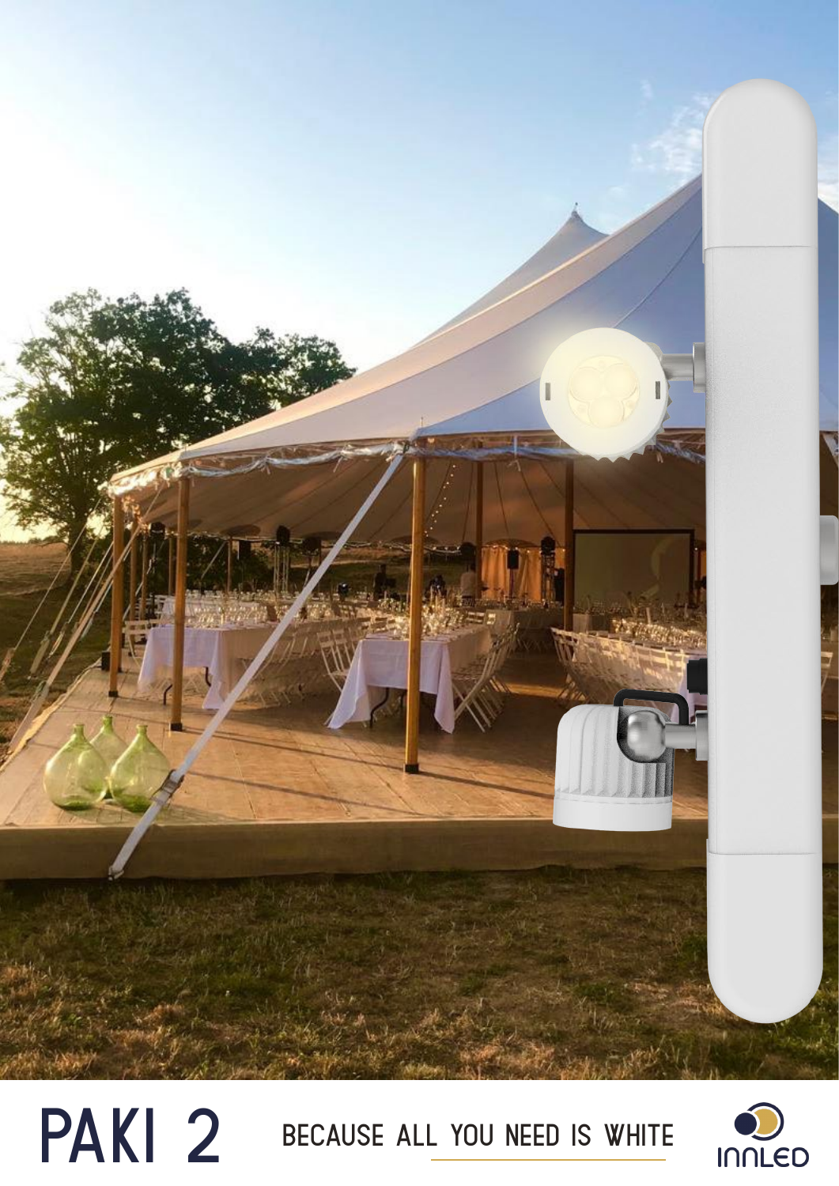# PAKI 2

BECAUSE ALL YOU NEED IS WHITE

INNLED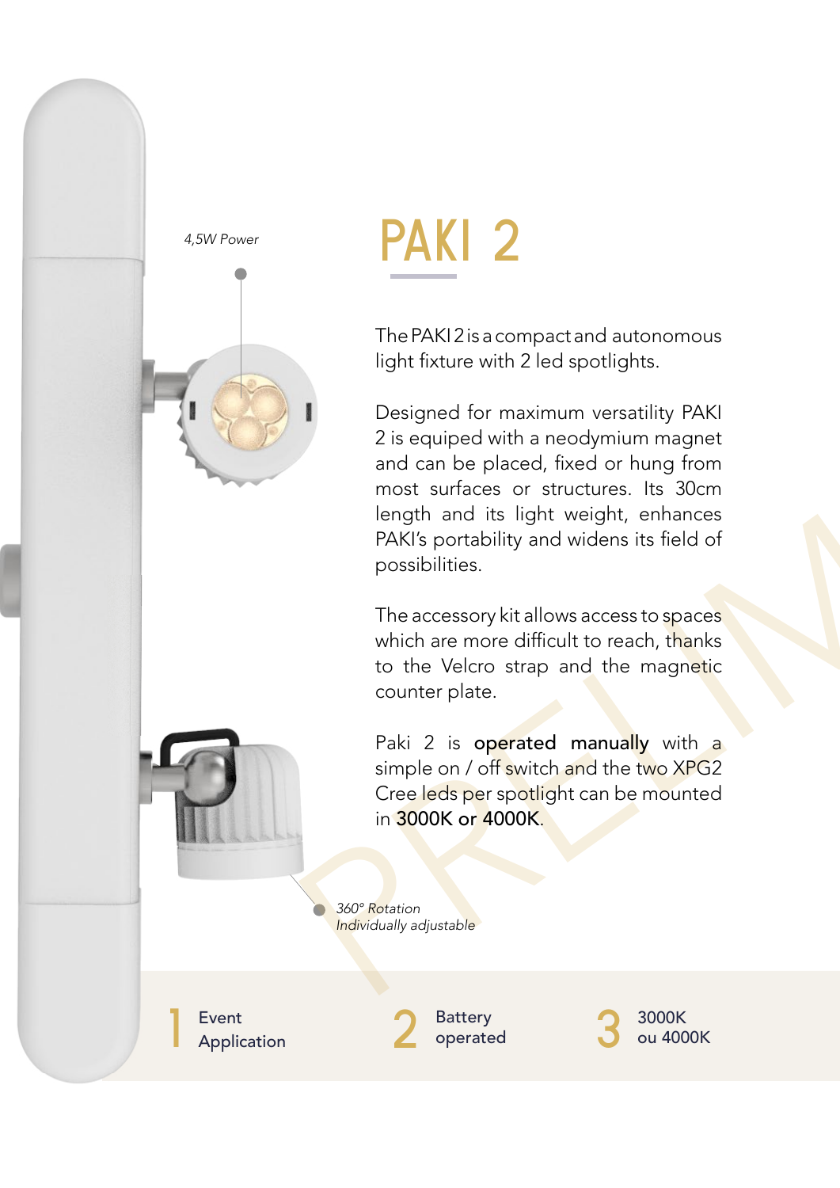# PAKI 2

*4,5W Power*

The PAKI 2 is a compact and autonomous light fixture with 2 led spotlights.

Designed for maximum versatility PAKI 2 is equiped with a neodymium magnet and can be placed, fixed or hung from most surfaces or structures. Its 30cm length and its light weight, enhances PAKI's portability and widens its field of possibilities.

The accessory kit allows access to spaces which are more difficult to reach, thanks to the Velcro strap and the magnetic counter plate.

Paki 2 is **operated manually** with a simple on / off switch and the two XPG2 Cree leds per spotlight can be mounted in **3000K or 4000K**.

*360° Rotation*
*Individually adjustable*

1 Event Application

2 Battery operated

3 3000K ou 4000K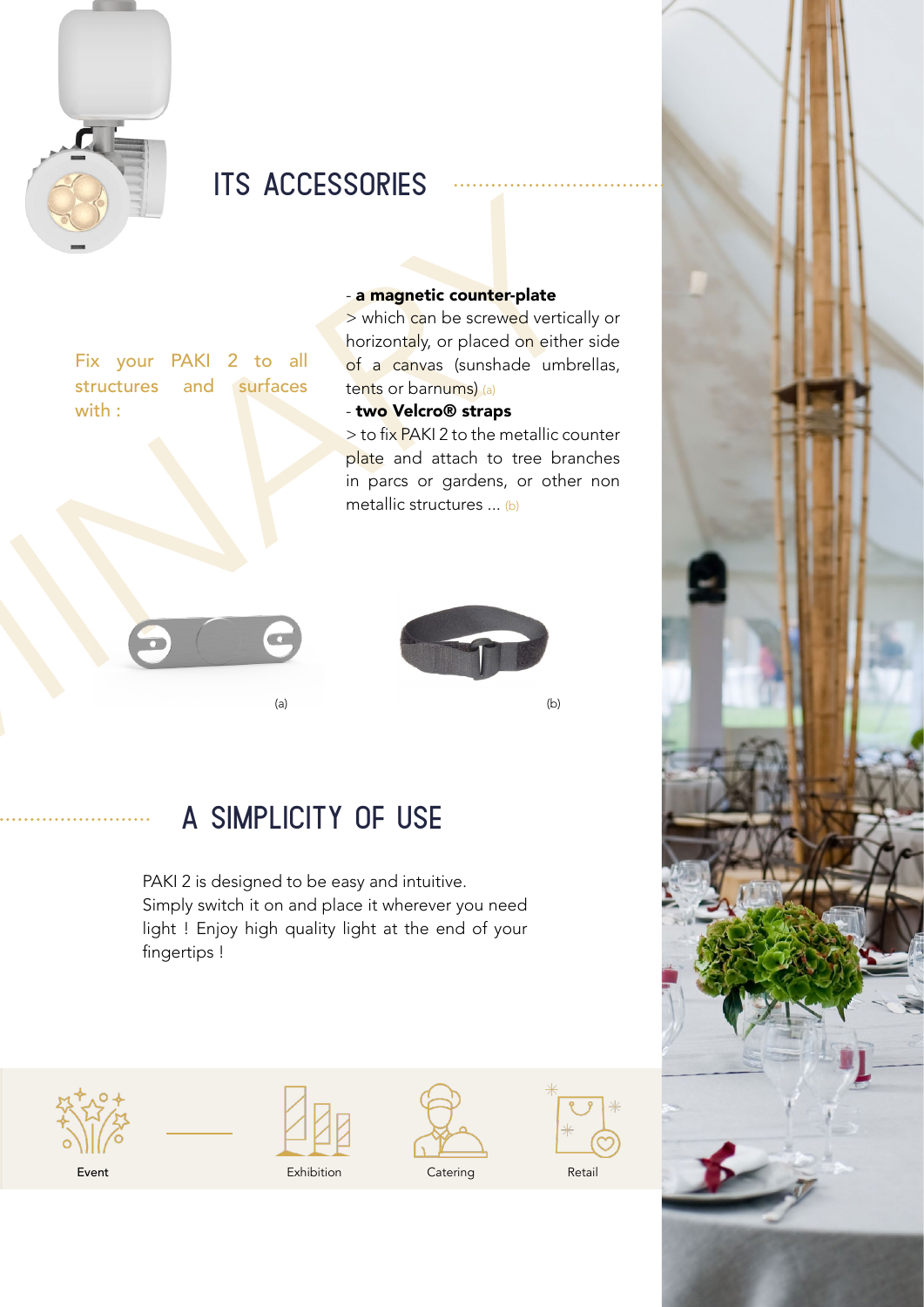## ITS ACCESSORIES

Fix your PAKI 2 to all structures and surfaces with :

- **a magnetic counter-plate**
> which can be screwed vertically or horizontaly, or placed on either side of a canvas (sunshade umbrellas, tents or barnums) (a)

- **two Velcro® straps**
> to fix PAKI 2 to the metallic counter plate and attach to tree branches in parcs or gardens, or other non metallic structures ... (b)

(a)

(b)

## A SIMPLICITY OF USE

PAKI 2 is designed to be easy and intuitive.
Simply switch it on and place it wherever you need light ! Enjoy high quality light at the end of your fingertips !

Event | Exhibition | Catering | Retail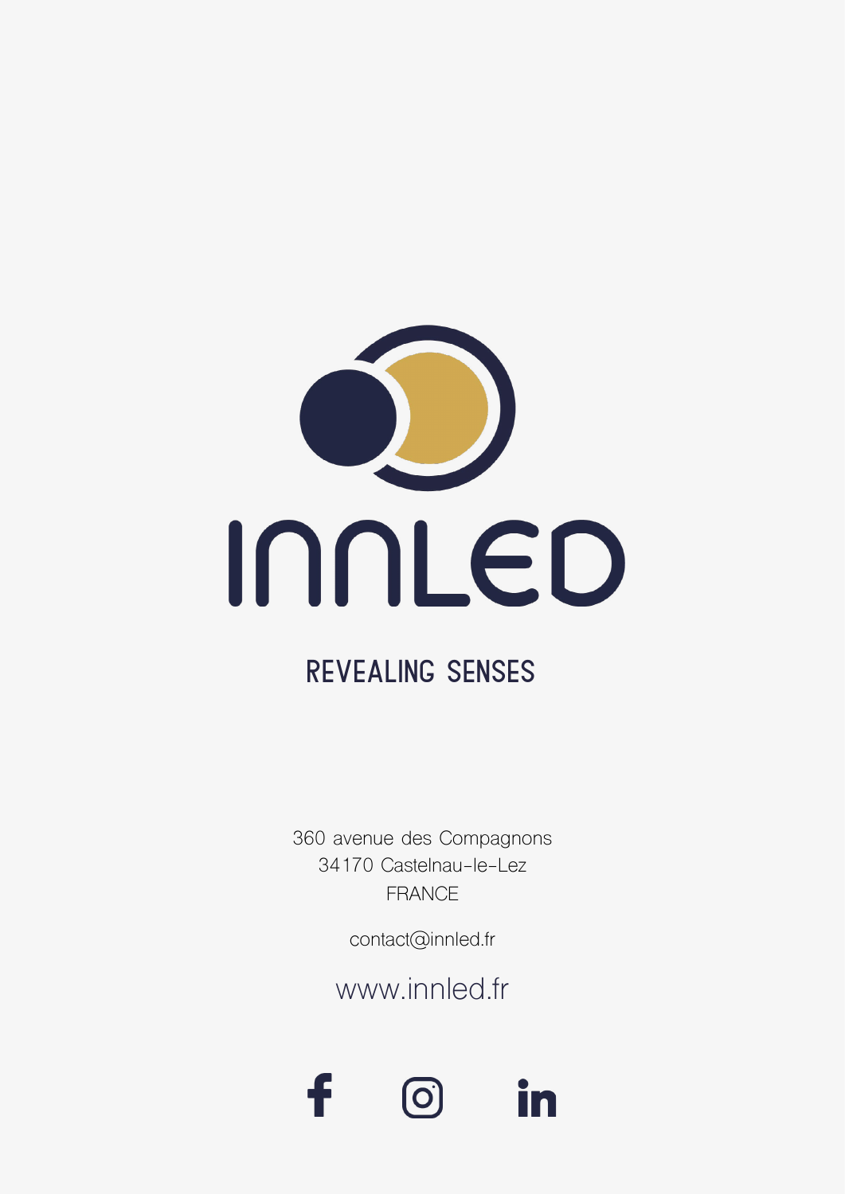# INNLED

## REVEALING SENSES

360 avenue des Compagnons
34170 Castelnau-le-Lez
FRANCE

contact@innled.fr

www.innled.fr